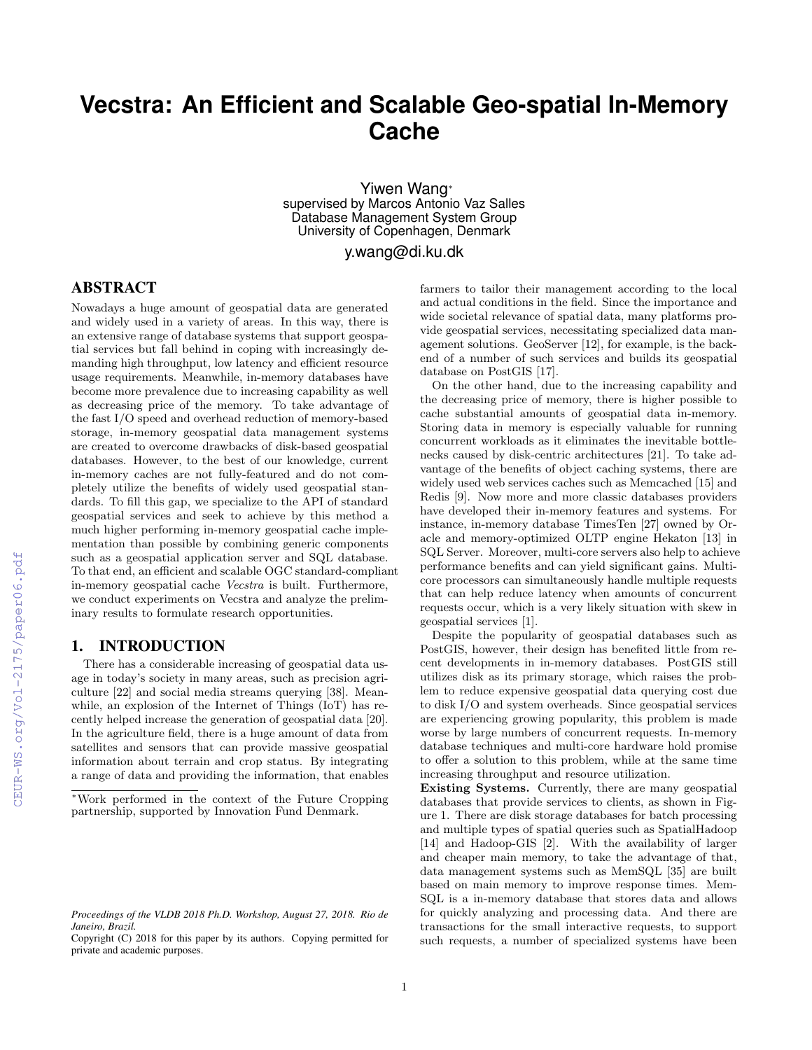# Vecstra: An Efficient and Scalable Geo-spatial In-Memory Cache

Yiwen Wang*
supervised by Marcos Antonio Vaz Salles
Database Management System Group
University of Copenhagen, Denmark
y.wang@di.ku.dk

## ABSTRACT

Nowadays a huge amount of geospatial data are generated and widely used in a variety of areas. In this way, there is an extensive range of database systems that support geospatial services but fall behind in coping with increasingly demanding high throughput, low latency and efficient resource usage requirements. Meanwhile, in-memory databases have become more prevalence due to increasing capability as well as decreasing price of the memory. To take advantage of the fast I/O speed and overhead reduction of memory-based storage, in-memory geospatial data management systems are created to overcome drawbacks of disk-based geospatial databases. However, to the best of our knowledge, current in-memory caches are not fully-featured and do not completely utilize the benefits of widely used geospatial standards. To fill this gap, we specialize to the API of standard geospatial services and seek to achieve by this method a much higher performing in-memory geospatial cache implementation than possible by combining generic components such as a geospatial application server and SQL database. To that end, an efficient and scalable OGC standard-compliant in-memory geospatial cache *Vecstra* is built. Furthermore, we conduct experiments on Vecstra and analyze the preliminary results to formulate research opportunities.

## 1. INTRODUCTION

There has a considerable increasing of geospatial data usage in today's society in many areas, such as precision agriculture [22] and social media streams querying [38]. Meanwhile, an explosion of the Internet of Things (IoT) has recently helped increase the generation of geospatial data [20]. In the agriculture field, there is a huge amount of data from satellites and sensors that can provide massive geospatial information about terrain and crop status. By integrating a range of data and providing the information, that enables farmers to tailor their management according to the local and actual conditions in the field. Since the importance and wide societal relevance of spatial data, many platforms provide geospatial services, necessitating specialized data management solutions. GeoServer [12], for example, is the backend of a number of such services and builds its geospatial database on PostGIS [17].

On the other hand, due to the increasing capability and the decreasing price of memory, there is higher possible to cache substantial amounts of geospatial data in-memory. Storing data in memory is especially valuable for running concurrent workloads as it eliminates the inevitable bottlenecks caused by disk-centric architectures [21]. To take advantage of the benefits of object caching systems, there are widely used web services caches such as Memcached [15] and Redis [9]. Now more and more classic databases providers have developed their in-memory features and systems. For instance, in-memory database TimesTen [27] owned by Oracle and memory-optimized OLTP engine Hekaton [13] in SQL Server. Moreover, multi-core servers also help to achieve performance benefits and can yield significant gains. Multi-core processors can simultaneously handle multiple requests that can help reduce latency when amounts of concurrent requests occur, which is a very likely situation with skew in geospatial services [1].

Despite the popularity of geospatial databases such as PostGIS, however, their design has benefited little from recent developments in in-memory databases. PostGIS still utilizes disk as its primary storage, which raises the problem to reduce expensive geospatial data querying cost due to disk I/O and system overheads. Since geospatial services are experiencing growing popularity, this problem is made worse by large numbers of concurrent requests. In-memory database techniques and multi-core hardware hold promise to offer a solution to this problem, while at the same time increasing throughput and resource utilization.

**Existing Systems.** Currently, there are many geospatial databases that provide services to clients, as shown in Figure 1. There are disk storage databases for batch processing and multiple types of spatial queries such as SpatialHadoop [14] and Hadoop-GIS [2]. With the availability of larger and cheaper main memory, to take the advantage of that, data management systems such as MemSQL [35] are built based on main memory to improve response times. MemSQL is a in-memory database that stores data and allows for quickly analyzing and processing data. And there are transactions for the small interactive requests, to support such requests, a number of specialized systems have been

*Work performed in the context of the Future Cropping partnership, supported by Innovation Fund Denmark.

*Proceedings of the VLDB 2018 Ph.D. Workshop, August 27, 2018. Rio de Janeiro, Brazil.*
Copyright (C) 2018 for this paper by its authors. Copying permitted for private and academic purposes.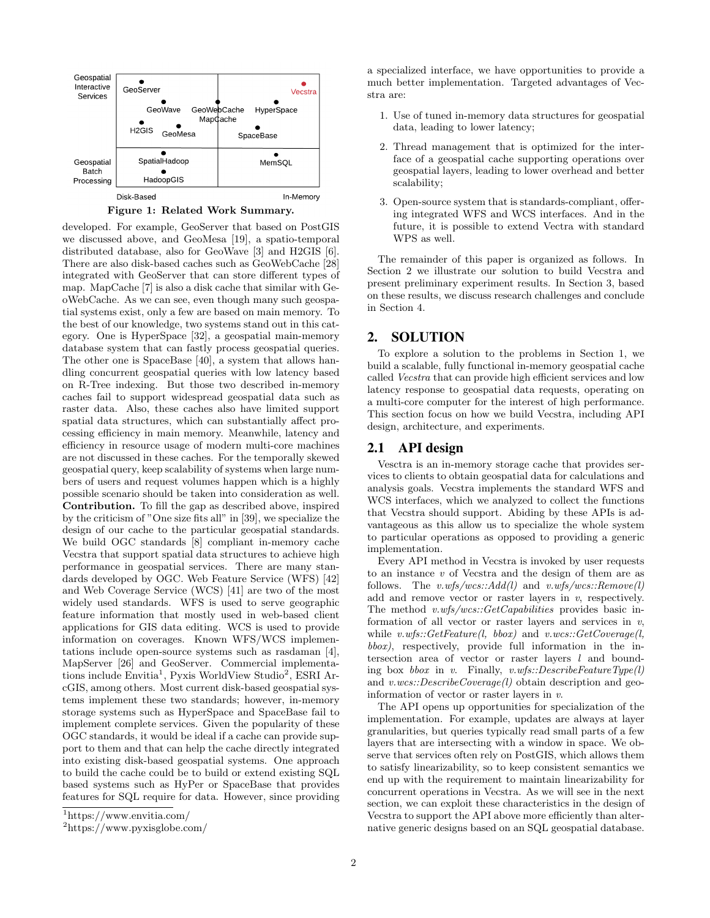Figure 1: Related Work Summary.

developed. For example, GeoServer that based on PostGIS we discussed above, and GeoMesa [19], a spatio-temporal distributed database, also for GeoWave [3] and H2GIS [6]. There are also disk-based caches such as GeoWebCache [28] integrated with GeoServer that can store different types of map. MapCache [7] is also a disk cache that similar with GeoWebCache. As we can see, even though many such geospatial systems exist, only a few are based on main memory. To the best of our knowledge, two systems stand out in this category. One is HyperSpace [32], a geospatial main-memory database system that can fastly process geospatial queries. The other one is SpaceBase [40], a system that allows handling concurrent geospatial queries with low latency based on R-Tree indexing. But those two described in-memory caches fail to support widespread geospatial data such as raster data. Also, these caches also have limited support spatial data structures, which can substantially affect processing efficiency in main memory. Meanwhile, latency and efficiency in resource usage of modern multi-core machines are not discussed in these caches. For the temporally skewed geospatial query, keep scalability of systems when large numbers of users and request volumes happen which is a highly possible scenario should be taken into consideration as well.

**Contribution.** To fill the gap as described above, inspired by the criticism of "One size fits all" in [39], we specialize the design of our cache to the particular geospatial standards. We build OGC standards [8] compliant in-memory cache Vecstra that support spatial data structures to achieve high performance in geospatial services. There are many standards developed by OGC. Web Feature Service (WFS) [42] and Web Coverage Service (WCS) [41] are two of the most widely used standards. WFS is used to serve geographic feature information that mostly used in web-based client applications for GIS data editing. WCS is used to provide information on coverages. Known WFS/WCS implementations include open-source systems such as rasdaman [4], MapServer [26] and GeoServer. Commercial implementations include Envitia[1], Pyxis WorldView Studio[2], ESRI ArcGIS, among others. Most current disk-based geospatial systems implement these two standards; however, in-memory storage systems such as HyperSpace and SpaceBase fail to implement complete services. Given the popularity of these OGC standards, it would be ideal if a cache can provide support to them and that can help the cache directly integrated into existing disk-based geospatial systems. One approach to build the cache could be to build or extend existing SQL based systems such as HyPer or SpaceBase that provides features for SQL require for data. However, since providing a specialized interface, we have opportunities to provide a much better implementation. Targeted advantages of Vecstra are:

1. Use of tuned in-memory data structures for geospatial data, leading to lower latency;
2. Thread management that is optimized for the interface of a geospatial cache supporting operations over geospatial layers, leading to lower overhead and better scalability;
3. Open-source system that is standards-compliant, offering integrated WFS and WCS interfaces. And in the future, it is possible to extend Vectra with standard WPS as well.

The remainder of this paper is organized as follows. In Section 2 we illustrate our solution to build Vecstra and present preliminary experiment results. In Section 3, based on these results, we discuss research challenges and conclude in Section 4.

## 2. SOLUTION

To explore a solution to the problems in Section 1, we build a scalable, fully functional in-memory geospatial cache called *Vecstra* that can provide high efficient services and low latency response to geospatial data requests, operating on a multi-core computer for the interest of high performance. This section focus on how we build Vecstra, including API design, architecture, and experiments.

### 2.1 API design

Vecstra is an in-memory storage cache that provides services to clients to obtain geospatial data for calculations and analysis goals. Vecstra implements the standard WFS and WCS interfaces, which we analyzed to collect the functions that Vecstra should support. Abiding by these APIs is advantageous as this allow us to specialize the whole system to particular operations as opposed to providing a generic implementation.

Every API method in Vecstra is invoked by user requests to an instance $v$ of Vecstra and the design of them are as follows. The *v.wfs/wcs::Add(l)* and *v.wfs/wcs::Remove(l)* add and remove vector or raster layers in $v$, respectively. The method *v.wfs/wcs::GetCapabilities* provides basic information of all vector or raster layers and services in $v$, while *v.wfs::GetFeature(l, bbox)* and *v.wcs::GetCoverage(l, bbox)*, respectively, provide full information in the intersection area of vector or raster layers $l$ and bounding box *bbox* in $v$. Finally, *v.wfs::DescribeFeatureType(l)* and *v.wcs::DescribeCoverage(l)* obtain description and geoinformation of vector or raster layers in $v$.

The API opens up opportunities for specialization of the implementation. For example, updates are always at layer granularities, but queries typically read small parts of a few layers that are intersecting with a window in space. We observe that services often rely on PostGIS, which allows them to satisfy linearizability, so to keep consistent semantics we end up with the requirement to maintain linearizability for concurrent operations in Vecstra. As we will see in the next section, we can exploit these characteristics in the design of Vecstra to support the API above more efficiently than alternative generic designs based on an SQL geospatial database.

[1]https://www.envitia.com/

[2]https://www.pyxisglobe.com/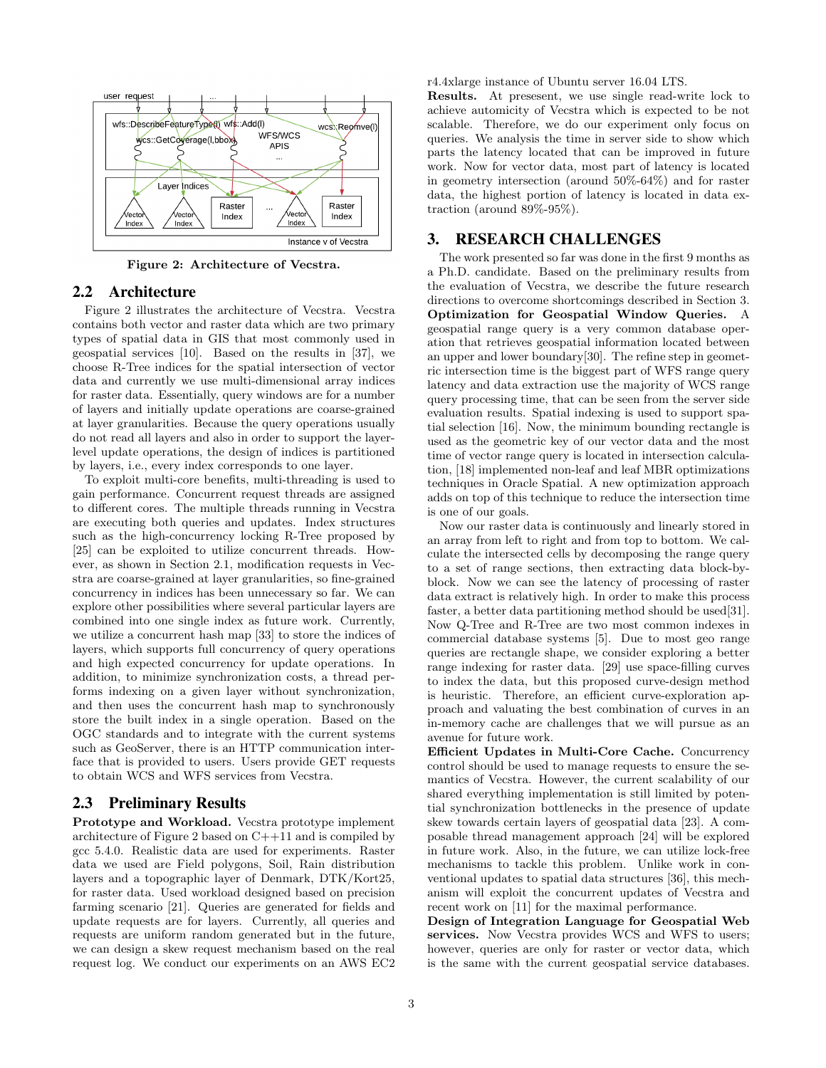Figure 2: Architecture of Vecstra.

## 2.2 Architecture

Figure 2 illustrates the architecture of Vecstra. Vecstra contains both vector and raster data which are two primary types of spatial data in GIS that most commonly used in geospatial services [10]. Based on the results in [37], we choose R-Tree indices for the spatial intersection of vector data and currently we use multi-dimensional array indices for raster data. Essentially, query windows are for a number of layers and initially update operations are coarse-grained at layer granularities. Because the query operations usually do not read all layers and also in order to support the layer-level update operations, the design of indices is partitioned by layers, i.e., every index corresponds to one layer.

To exploit multi-core benefits, multi-threading is used to gain performance. Concurrent request threads are assigned to different cores. The multiple threads running in Vecstra are executing both queries and updates. Index structures such as the high-concurrency locking R-Tree proposed by [25] can be exploited to utilize concurrent threads. However, as shown in Section 2.1, modification requests in Vecstra are coarse-grained at layer granularities, so fine-grained concurrency in indices has been unnecessary so far. We can explore other possibilities where several particular layers are combined into one single index as future work. Currently, we utilize a concurrent hash map [33] to store the indices of layers, which supports full concurrency of query operations and high expected concurrency for update operations. In addition, to minimize synchronization costs, a thread performs indexing on a given layer without synchronization, and then uses the concurrent hash map to synchronously store the built index in a single operation. Based on the OGC standards and to integrate with the current systems such as GeoServer, there is an HTTP communication interface that is provided to users. Users provide GET requests to obtain WCS and WFS services from Vecstra.

## 2.3 Preliminary Results

**Prototype and Workload.** Vecstra prototype implement architecture of Figure 2 based on C++11 and is compiled by gcc 5.4.0. Realistic data are used for experiments. Raster data we used are Field polygons, Soil, Rain distribution layers and a topographic layer of Denmark, DTK/Kort25, for raster data. Used workload designed based on precision farming scenario [21]. Queries are generated for fields and update requests are for layers. Currently, all queries and requests are uniform random generated but in the future, we can design a skew request mechanism based on the real request log. We conduct our experiments on an AWS EC2 r4.4xlarge instance of Ubuntu server 16.04 LTS.

**Results.** At presesent, we use single read-write lock to achieve automicity of Vecstra which is expected to be not scalable. Therefore, we do our experiment only focus on queries. We analysis the time in server side to show which parts the latency located that can be improved in future work. Now for vector data, most part of latency is located in geometry intersection (around 50%-64%) and for raster data, the highest portion of latency is located in data extraction (around 89%-95%).

# 3. RESEARCH CHALLENGES

The work presented so far was done in the first 9 months as a Ph.D. candidate. Based on the preliminary results from the evaluation of Vecstra, we describe the future research directions to overcome shortcomings described in Section 3.

**Optimization for Geospatial Window Queries.** A geospatial range query is a very common database operation that retrieves geospatial information located between an upper and lower boundary[30]. The refine step in geometric intersection time is the biggest part of WFS range query latency and data extraction use the majority of WCS range query processing time, that can be seen from the server side evaluation results. Spatial indexing is used to support spatial selection [16]. Now, the minimum bounding rectangle is used as the geometric key of our vector data and the most time of vector range query is located in intersection calculation, [18] implemented non-leaf and leaf MBR optimizations techniques in Oracle Spatial. A new optimization approach adds on top of this technique to reduce the intersection time is one of our goals.

Now our raster data is continuously and linearly stored in an array from left to right and from top to bottom. We calculate the intersected cells by decomposing the range query to a set of range sections, then extracting data block-by-block. Now we can see the latency of processing of raster data extract is relatively high. In order to make this process faster, a better data partitioning method should be used[31]. Now Q-Tree and R-Tree are two most common indexes in commercial database systems [5]. Due to most geo range queries are rectangle shape, we consider exploring a better range indexing for raster data. [29] use space-filling curves to index the data, but this proposed curve-design method is heuristic. Therefore, an efficient curve-exploration approach and valuating the best combination of curves in an in-memory cache are challenges that we will pursue as an avenue for future work.

**Efficient Updates in Multi-Core Cache.** Concurrency control should be used to manage requests to ensure the semantics of Vecstra. However, the current scalability of our shared everything implementation is still limited by potential synchronization bottlenecks in the presence of update skew towards certain layers of geospatial data [23]. A composable thread management approach [24] will be explored in future work. Also, in the future, we can utilize lock-free mechanisms to tackle this problem. Unlike work in conventional updates to spatial data structures [36], this mechanism will exploit the concurrent updates of Vecstra and recent work on [11] for the maximal performance.

**Design of Integration Language for Geospatial Web services.** Now Vecstra provides WCS and WFS to users; however, queries are only for raster or vector data, which is the same with the current geospatial service databases.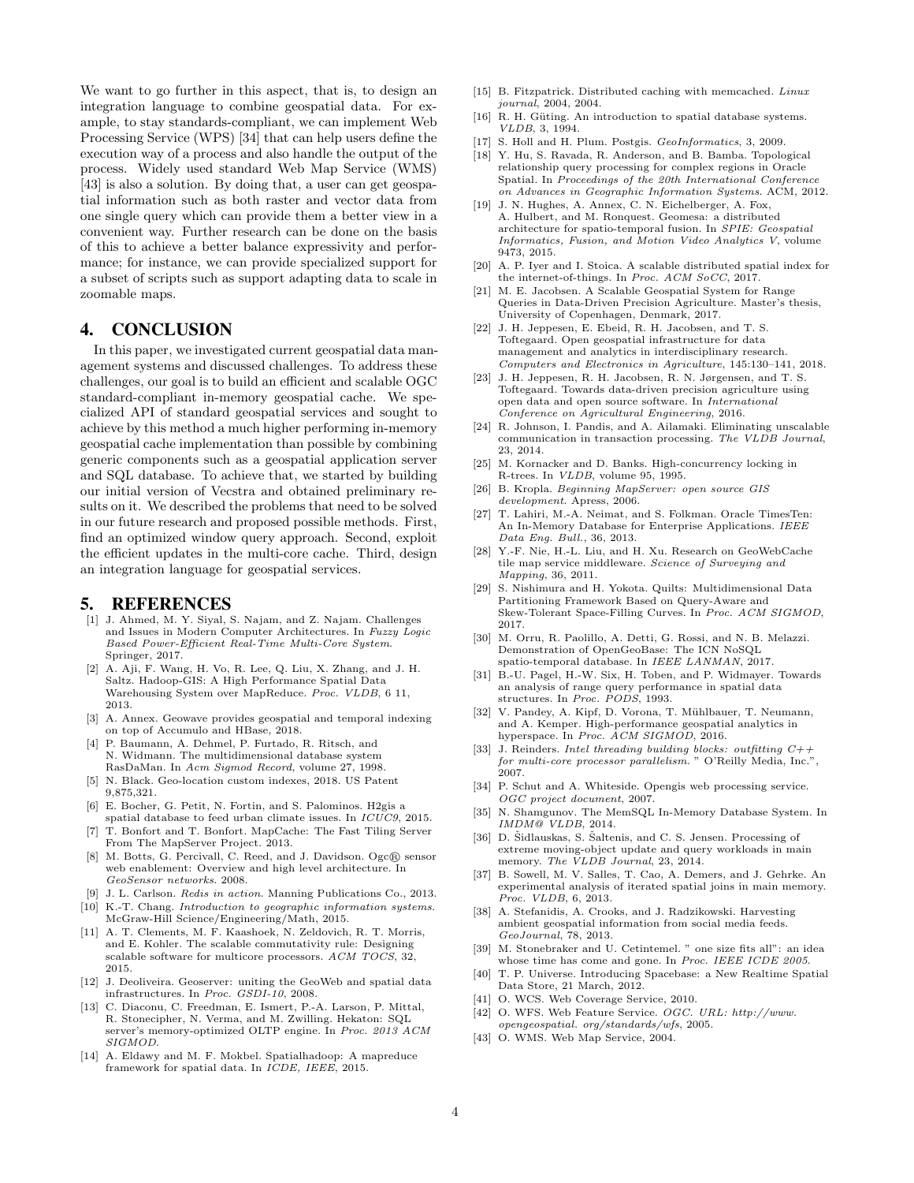We want to go further in this aspect, that is, to design an integration language to combine geospatial data. For example, to stay standards-compliant, we can implement Web Processing Service (WPS) [34] that can help users define the execution way of a process and also handle the output of the process. Widely used standard Web Map Service (WMS) [43] is also a solution. By doing that, a user can get geospatial information such as both raster and vector data from one single query which can provide them a better view in a convenient way. Further research can be done on the basis of this to achieve a better balance expressivity and performance; for instance, we can provide specialized support for a subset of scripts such as support adapting data to scale in zoomable maps.

## 4. CONCLUSION

In this paper, we investigated current geospatial data management systems and discussed challenges. To address these challenges, our goal is to build an efficient and scalable OGC standard-compliant in-memory geospatial cache. We specialized API of standard geospatial services and sought to achieve by this method a much higher performing in-memory geospatial cache implementation than possible by combining generic components such as a geospatial application server and SQL database. To achieve that, we started by building our initial version of Vecstra and obtained preliminary results on it. We described the problems that need to be solved in our future research and proposed possible methods. First, find an optimized window query approach. Second, exploit the efficient updates in the multi-core cache. Third, design an integration language for geospatial services.

## 5. REFERENCES

[1] J. Ahmed, M. Y. Siyal, S. Najam, and Z. Najam. Challenges and Issues in Modern Computer Architectures. In *Fuzzy Logic Based Power-Efficient Real-Time Multi-Core System*. Springer, 2017.

[2] A. Aji, F. Wang, H. Vo, R. Lee, Q. Liu, X. Zhang, and J. H. Saltz. Hadoop-GIS: A High Performance Spatial Data Warehousing System over MapReduce. *Proc. VLDB*, 6 11, 2013.

[3] A. Annex. Geowave provides geospatial and temporal indexing on top of Accumulo and HBase, 2018.

[4] P. Baumann, A. Dehmel, P. Furtado, R. Ritsch, and N. Widmann. The multidimensional database system RasDaMan. In *Acm Sigmod Record*, volume 27, 1998.

[5] N. Black. Geo-location custom indexes, 2018. US Patent 9,875,321.

[6] E. Bocher, G. Petit, N. Fortin, and S. Palominos. H2gis a spatial database to feed urban climate issues. In *ICUC9*, 2015.

[7] T. Bonfort and T. Bonfort. MapCache: The Fast Tiling Server From The MapServer Project. 2013.

[8] M. Botts, G. Percivall, C. Reed, and J. Davidson. Ogc® sensor web enablement: Overview and high level architecture. In *GeoSensor networks*. 2008.

[9] J. L. Carlson. *Redis in action*. Manning Publications Co., 2013.

[10] K.-T. Chang. *Introduction to geographic information systems*. McGraw-Hill Science/Engineering/Math, 2015.

[11] A. T. Clements, M. F. Kaashoek, N. Zeldovich, R. T. Morris, and E. Kohler. The scalable commutativity rule: Designing scalable software for multicore processors. *ACM TOCS*, 32, 2015.

[12] J. Deoliveira. Geoserver: uniting the GeoWeb and spatial data infrastructures. In *Proc. GSDI-10*, 2008.

[13] C. Diaconu, C. Freedman, E. Ismert, P.-A. Larson, P. Mittal, R. Stonecipher, N. Verma, and M. Zwilling. Hekaton: SQL server's memory-optimized OLTP engine. In *Proc. 2013 ACM SIGMOD*.

[14] A. Eldawy and M. F. Mokbel. Spatialhadoop: A mapreduce framework for spatial data. In *ICDE, IEEE*, 2015.

[15] B. Fitzpatrick. Distributed caching with memcached. *Linux journal*, 2004, 2004.

[16] R. H. Güting. An introduction to spatial database systems. *VLDB*, 3, 1994.

[17] S. Holl and H. Plum. Postgis. *GeoInformatics*, 3, 2009.

[18] Y. Hu, S. Ravada, R. Anderson, and B. Bamba. Topological relationship query processing for complex regions in Oracle Spatial. In *Proceedings of the 20th International Conference on Advances in Geographic Information Systems*. ACM, 2012.

[19] J. N. Hughes, A. Annex, C. N. Eichelberger, A. Fox, A. Hulbert, and M. Ronquest. Geomesa: a distributed architecture for spatio-temporal fusion. In *SPIE: Geospatial Informatics, Fusion, and Motion Video Analytics V*, volume 9473, 2015.

[20] A. P. Iyer and I. Stoica. A scalable distributed spatial index for the internet-of-things. In *Proc. ACM SoCC*, 2017.

[21] M. E. Jacobsen. A Scalable Geospatial System for Range Queries in Data-Driven Precision Agriculture. Master's thesis, University of Copenhagen, Denmark, 2017.

[22] J. H. Jeppesen, E. Ebeid, R. H. Jacobsen, and T. S. Toftegaard. Open geospatial infrastructure for data management and analytics in interdisciplinary research. *Computers and Electronics in Agriculture*, 145:130–141, 2018.

[23] J. H. Jeppesen, R. H. Jacobsen, R. N. Jørgensen, and T. S. Toftegaard. Towards data-driven precision agriculture using open data and open source software. In *International Conference on Agricultural Engineering*, 2016.

[24] R. Johnson, I. Pandis, and A. Ailamaki. Eliminating unscalable communication in transaction processing. *The VLDB Journal*, 23, 2014.

[25] M. Kornacker and D. Banks. High-concurrency locking in R-trees. In *VLDB*, volume 95, 1995.

[26] B. Kropla. *Beginning MapServer: open source GIS development*. Apress, 2006.

[27] T. Lahiri, M.-A. Neimat, and S. Folkman. Oracle TimesTen: An In-Memory Database for Enterprise Applications. *IEEE Data Eng. Bull.*, 36, 2013.

[28] Y.-F. Nie, H.-L. Liu, and H. Xu. Research on GeoWebCache tile map service middleware. *Science of Surveying and Mapping*, 36, 2011.

[29] S. Nishimura and H. Yokota. Quilts: Multidimensional Data Partitioning Framework Based on Query-Aware and Skew-Tolerant Space-Filling Curves. In *Proc. ACM SIGMOD*, 2017.

[30] M. Orru, R. Paolillo, A. Detti, G. Rossi, and N. B. Melazzi. Demonstration of OpenGeoBase: The ICN NoSQL spatio-temporal database. In *IEEE LANMAN*, 2017.

[31] B.-U. Pagel, H.-W. Six, H. Toben, and P. Widmayer. Towards an analysis of range query performance in spatial data structures. In *Proc. PODS*, 1993.

[32] V. Pandey, A. Kipf, D. Vorona, T. Mühlbauer, T. Neumann, and A. Kemper. High-performance geospatial analytics in hyperspace. In *Proc. ACM SIGMOD*, 2016.

[33] J. Reinders. *Intel threading building blocks: outfitting C++ for multi-core processor parallelism.* " O'Reilly Media, Inc.", 2007.

[34] P. Schut and A. Whiteside. Opengis web processing service. *OGC project document*, 2007.

[35] N. Shamgunov. The MemSQL In-Memory Database System. In *IMDM@ VLDB*, 2014.

[36] D. Šidlauskas, S. Šaltenis, and C. S. Jensen. Processing of extreme moving-object update and query workloads in main memory. *The VLDB Journal*, 23, 2014.

[37] B. Sowell, M. V. Salles, T. Cao, A. Demers, and J. Gehrke. An experimental analysis of iterated spatial joins in main memory. *Proc. VLDB*, 6, 2013.

[38] A. Stefanidis, A. Crooks, and J. Radzikowski. Harvesting ambient geospatial information from social media feeds. *GeoJournal*, 78, 2013.

[39] M. Stonebraker and U. Cetintemel. " one size fits all": an idea whose time has come and gone. In *Proc. IEEE ICDE 2005*.

[40] T. P. Universe. Introducing Spacebase: a New Realtime Spatial Data Store, 21 March, 2012.

[41] O. WCS. Web Coverage Service, 2010.

[42] O. WFS. Web Feature Service. *OGC. URL: http://www. opengeospatial. org/standards/wfs*, 2005.

[43] O. WMS. Web Map Service, 2004.